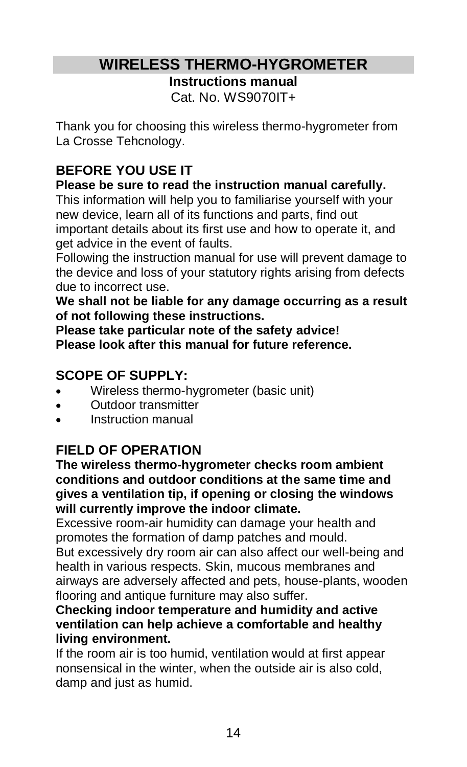# WIRELESS THERMO-HYGROMETER

**Instructions manual**

Cat. No. WS9070IT+

Thank you for choosing this wireless thermo-hygrometer from La Crosse Tehcnology.

## BEFORE YOU USE IT

**Please be sure to read the instruction manual carefully.**

This information will help you to familiarise yourself with your new device, learn all of its functions and parts, find out important details about its first use and how to operate it, and get advice in the event of faults.

Following the instruction manual for use will prevent damage to the device and loss of your statutory rights arising from defects due to incorrect use.

**We shall not be liable for any damage occurring as a result of not following these instructions.**

**Please take particular note of the safety advice!**

**Please look after this manual for future reference.**

## SCOPE OF SUPPLY:

- Wireless thermo-hygrometer (basic unit)
- Outdoor transmitter
- Instruction manual

## FIELD OF OPERATION

**The wireless thermo-hygrometer checks room ambient conditions and outdoor conditions at the same time and gives a ventilation tip, if opening or closing the windows will currently improve the indoor climate.**

Excessive room-air humidity can damage your health and promotes the formation of damp patches and mould.

But excessively dry room air can also affect our well-being and health in various respects. Skin, mucous membranes and airways are adversely affected and pets, house-plants, wooden flooring and antique furniture may also suffer.

**Checking indoor temperature and humidity and active ventilation can help achieve a comfortable and healthy living environment.**

If the room air is too humid, ventilation would at first appear nonsensical in the winter, when the outside air is also cold, damp and just as humid.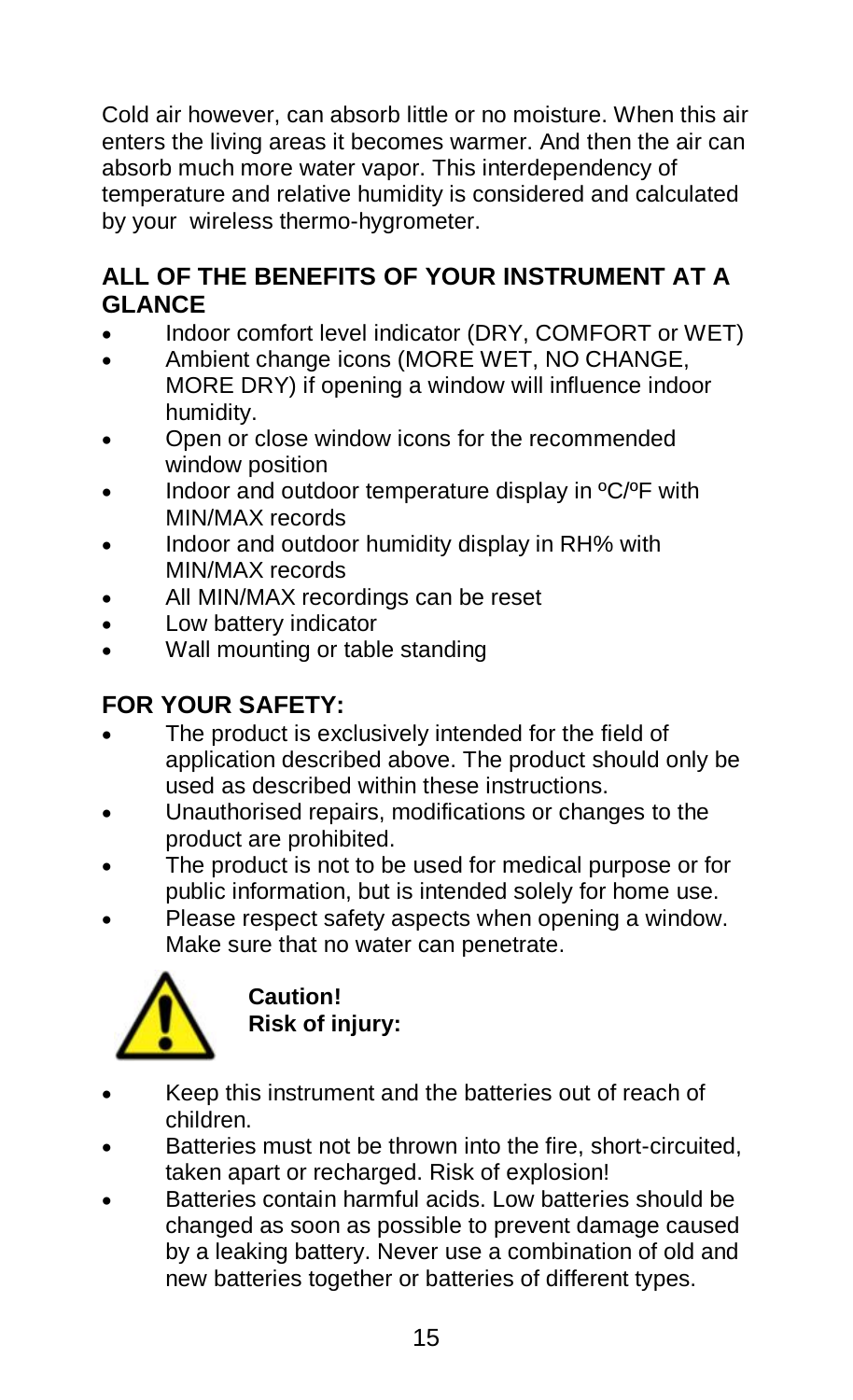Cold air however, can absorb little or no moisture. When this air enters the living areas it becomes warmer. And then the air can absorb much more water vapor. This interdependency of temperature and relative humidity is considered and calculated by your wireless thermo-hygrometer.

## ALL OF THE BENEFITS OF YOUR INSTRUMENT AT A GLANCE

- Indoor comfort level indicator (DRY, COMFORT or WET)
- Ambient change icons (MORE WET, NO CHANGE, MORE DRY) if opening a window will influence indoor humidity.
- Open or close window icons for the recommended window position
- Indoor and outdoor temperature display in ºC/ºF with MIN/MAX records
- Indoor and outdoor humidity display in RH% with MIN/MAX records
- All MIN/MAX recordings can be reset
- Low battery indicator
- Wall mounting or table standing

## FOR YOUR SAFETY:

- The product is exclusively intended for the field of application described above. The product should only be used as described within these instructions.
- Unauthorised repairs, modifications or changes to the product are prohibited.
- The product is not to be used for medical purpose or for public information, but is intended solely for home use.
- Please respect safety aspects when opening a window. Make sure that no water can penetrate.

**Caution!**
**Risk of injury:**

- Keep this instrument and the batteries out of reach of children.
- Batteries must not be thrown into the fire, short-circuited, taken apart or recharged. Risk of explosion!
- Batteries contain harmful acids. Low batteries should be changed as soon as possible to prevent damage caused by a leaking battery. Never use a combination of old and new batteries together or batteries of different types.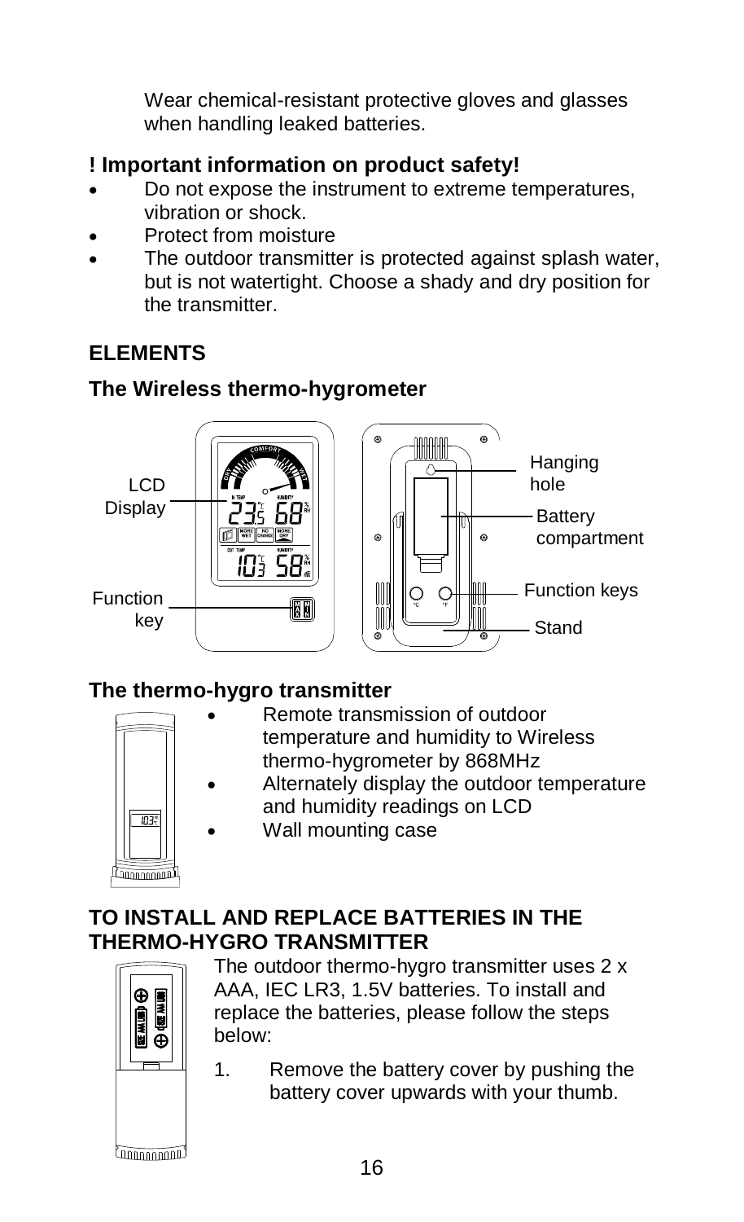Wear chemical-resistant protective gloves and glasses when handling leaked batteries.

## ! Important information on product safety!

- Do not expose the instrument to extreme temperatures, vibration or shock.
- Protect from moisture
- The outdoor transmitter is protected against splash water, but is not watertight. Choose a shady and dry position for the transmitter.

## ELEMENTS

### The Wireless thermo-hygrometer

LCD Display

Function key

Hanging hole

Battery compartment

Function keys

Stand

### The thermo-hygro transmitter

- Remote transmission of outdoor temperature and humidity to Wireless thermo-hygrometer by 868MHz
- Alternately display the outdoor temperature and humidity readings on LCD
- Wall mounting case

## TO INSTALL AND REPLACE BATTERIES IN THE THERMO-HYGRO TRANSMITTER

The outdoor thermo-hygro transmitter uses 2 x AAA, IEC LR3, 1.5V batteries. To install and replace the batteries, please follow the steps below:

1. Remove the battery cover by pushing the battery cover upwards with your thumb.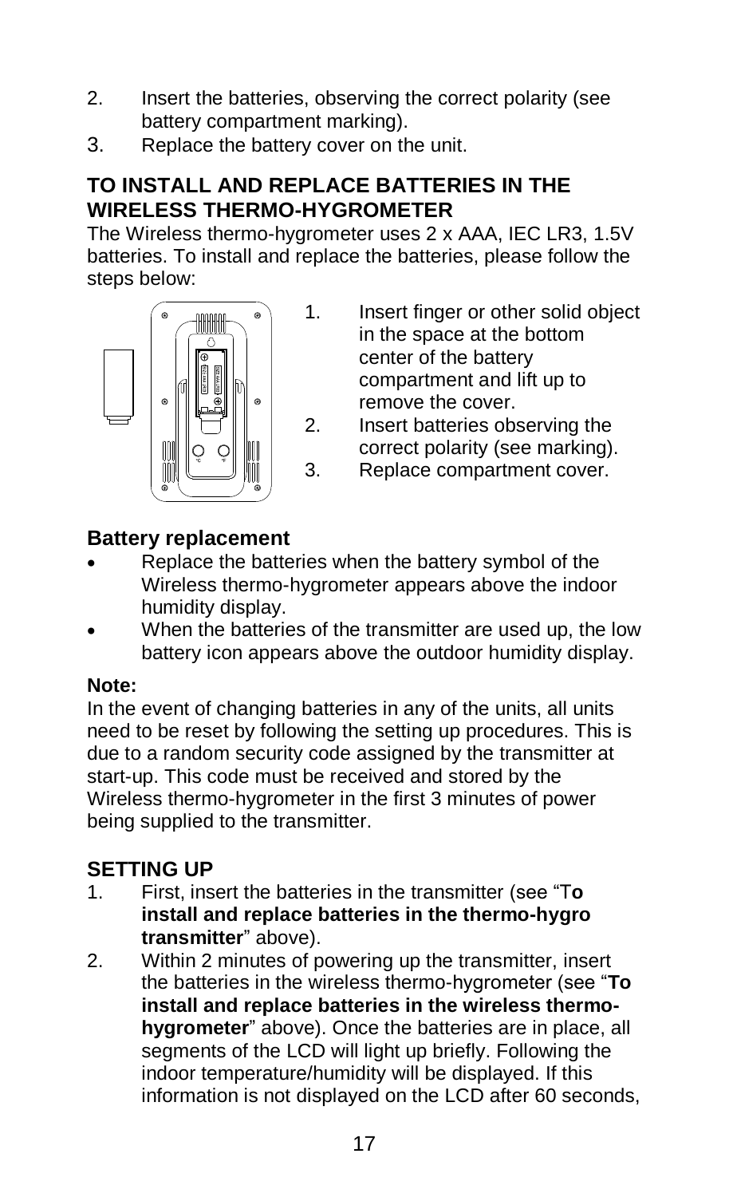2. Insert the batteries, observing the correct polarity (see battery compartment marking).
3. Replace the battery cover on the unit.

## TO INSTALL AND REPLACE BATTERIES IN THE WIRELESS THERMO-HYGROMETER

The Wireless thermo-hygrometer uses 2 x AAA, IEC LR3, 1.5V batteries. To install and replace the batteries, please follow the steps below:

1. Insert finger or other solid object in the space at the bottom center of the battery compartment and lift up to remove the cover.
2. Insert batteries observing the correct polarity (see marking).
3. Replace compartment cover.

### Battery replacement

- Replace the batteries when the battery symbol of the Wireless thermo-hygrometer appears above the indoor humidity display.
- When the batteries of the transmitter are used up, the low battery icon appears above the outdoor humidity display.

**Note:**

In the event of changing batteries in any of the units, all units need to be reset by following the setting up procedures. This is due to a random security code assigned by the transmitter at start-up. This code must be received and stored by the Wireless thermo-hygrometer in the first 3 minutes of power being supplied to the transmitter.

## SETTING UP

1. First, insert the batteries in the transmitter (see "T**o install and replace batteries in the thermo-hygro transmitter**" above).
2. Within 2 minutes of powering up the transmitter, insert the batteries in the wireless thermo-hygrometer (see "**To install and replace batteries in the wireless thermo-hygrometer**" above). Once the batteries are in place, all segments of the LCD will light up briefly. Following the indoor temperature/humidity will be displayed. If this information is not displayed on the LCD after 60 seconds,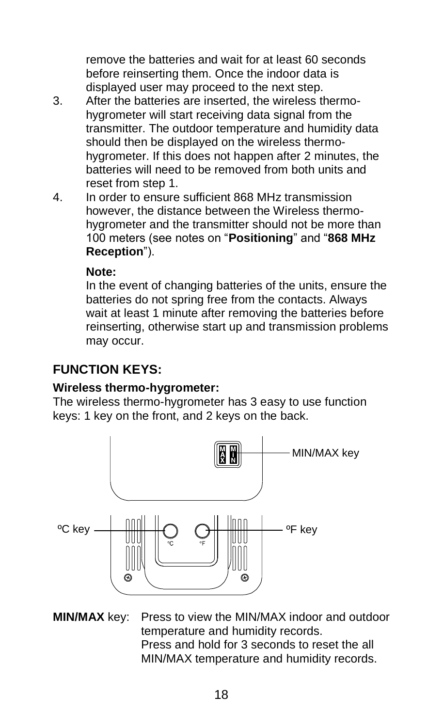remove the batteries and wait for at least 60 seconds before reinserting them. Once the indoor data is displayed user may proceed to the next step.

3. After the batteries are inserted, the wireless thermo-hygrometer will start receiving data signal from the transmitter. The outdoor temperature and humidity data should then be displayed on the wireless thermo-hygrometer. If this does not happen after 2 minutes, the batteries will need to be removed from both units and reset from step 1.
4. In order to ensure sufficient 868 MHz transmission however, the distance between the Wireless thermo-hygrometer and the transmitter should not be more than 100 meters (see notes on "**Positioning**" and "**868 MHz Reception**").

   **Note:**
   In the event of changing batteries of the units, ensure the batteries do not spring free from the contacts. Always wait at least 1 minute after removing the batteries before reinserting, otherwise start up and transmission problems may occur.

## FUNCTION KEYS:

### Wireless thermo-hygrometer:

The wireless thermo-hygrometer has 3 easy to use function keys: 1 key on the front, and 2 keys on the back.

MIN/MAX key

ºC key

ºF key

**MIN/MAX** key: Press to view the MIN/MAX indoor and outdoor temperature and humidity records.
Press and hold for 3 seconds to reset the all MIN/MAX temperature and humidity records.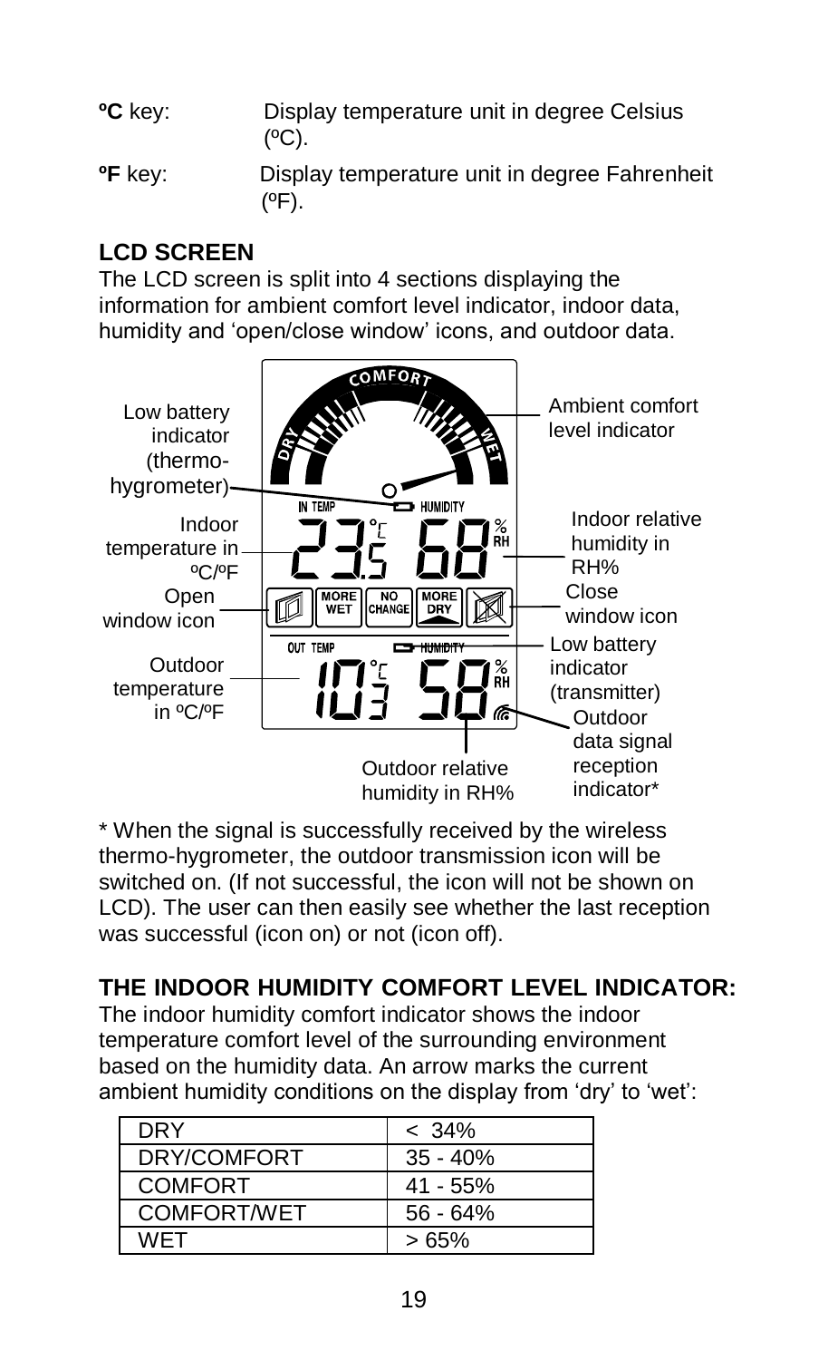**ºC** key: Display temperature unit in degree Celsius (ºC).

**ºF** key: Display temperature unit in degree Fahrenheit (ºF).

## LCD SCREEN

The LCD screen is split into 4 sections displaying the information for ambient comfort level indicator, indoor data, humidity and 'open/close window' icons, and outdoor data.

Low battery indicator (thermo-hygrometer)

Indoor temperature in ºC/ºF

Open window icon

Outdoor temperature in ºC/ºF

Ambient comfort level indicator

Indoor relative humidity in RH%

Close window icon

Low battery indicator (transmitter)

Outdoor data signal reception indicator*

Outdoor relative humidity in RH%

\* When the signal is successfully received by the wireless thermo-hygrometer, the outdoor transmission icon will be switched on. (If not successful, the icon will not be shown on LCD). The user can then easily see whether the last reception was successful (icon on) or not (icon off).

## THE INDOOR HUMIDITY COMFORT LEVEL INDICATOR:

The indoor humidity comfort indicator shows the indoor temperature comfort level of the surrounding environment based on the humidity data. An arrow marks the current ambient humidity conditions on the display from 'dry' to 'wet':

| | |
|---|---|
| DRY | < 34% |
| DRY/COMFORT | 35 - 40% |
| COMFORT | 41 - 55% |
| COMFORT/WET | 56 - 64% |
| WET | > 65% |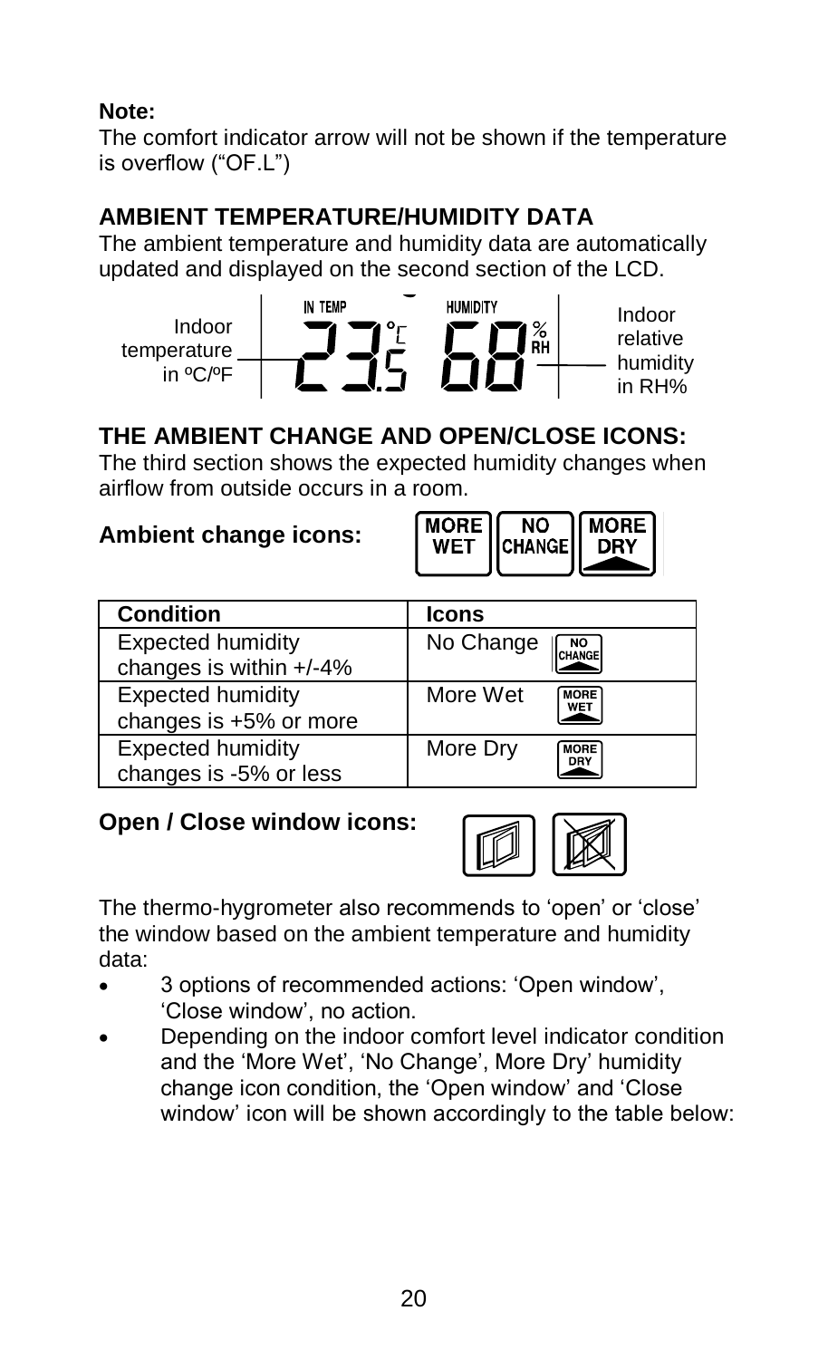**Note:**
The comfort indicator arrow will not be shown if the temperature is overflow ("OF.L")

## AMBIENT TEMPERATURE/HUMIDITY DATA

The ambient temperature and humidity data are automatically updated and displayed on the second section of the LCD.

Indoor temperature in ºC/ºF

Indoor relative humidity in RH%

## THE AMBIENT CHANGE AND OPEN/CLOSE ICONS:

The third section shows the expected humidity changes when airflow from outside occurs in a room.

### Ambient change icons:

| Condition | Icons |
| --- | --- |
| Expected humidity changes is within +/-4% | No Change |
| Expected humidity changes is +5% or more | More Wet |
| Expected humidity changes is -5% or less | More Dry |

### Open / Close window icons:

The thermo-hygrometer also recommends to 'open' or 'close' the window based on the ambient temperature and humidity data:

- 3 options of recommended actions: 'Open window', 'Close window', no action.
- Depending on the indoor comfort level indicator condition and the 'More Wet', 'No Change', More Dry' humidity change icon condition, the 'Open window' and 'Close window' icon will be shown accordingly to the table below: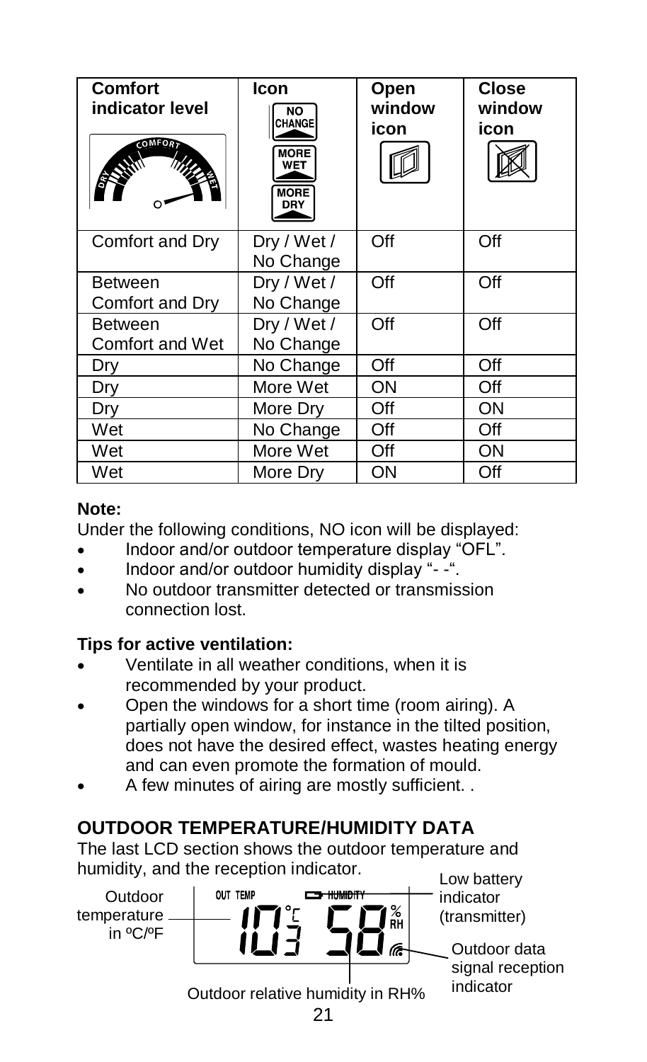| Comfort indicator level | Icon | Open window icon | Close window icon |
|---|---|---|---|
| Comfort and Dry | Dry / Wet / No Change | Off | Off |
| Between Comfort and Dry | Dry / Wet / No Change | Off | Off |
| Between Comfort and Wet | Dry / Wet / No Change | Off | Off |
| Dry | No Change | Off | Off |
| Dry | More Wet | ON | Off |
| Dry | More Dry | Off | ON |
| Wet | No Change | Off | Off |
| Wet | More Wet | Off | ON |
| Wet | More Dry | ON | Off |

**Note:**

Under the following conditions, NO icon will be displayed:

- Indoor and/or outdoor temperature display "OFL".
- Indoor and/or outdoor humidity display "- -".
- No outdoor transmitter detected or transmission connection lost.

**Tips for active ventilation:**

- Ventilate in all weather conditions, when it is recommended by your product.
- Open the windows for a short time (room airing). A partially open window, for instance in the tilted position, does not have the desired effect, wastes heating energy and can even promote the formation of mould.
- A few minutes of airing are mostly sufficient. .

## OUTDOOR TEMPERATURE/HUMIDITY DATA

The last LCD section shows the outdoor temperature and humidity, and the reception indicator.

Outdoor temperature in ºC/ºF

Low battery indicator (transmitter)

Outdoor data signal reception indicator

Outdoor relative humidity in RH%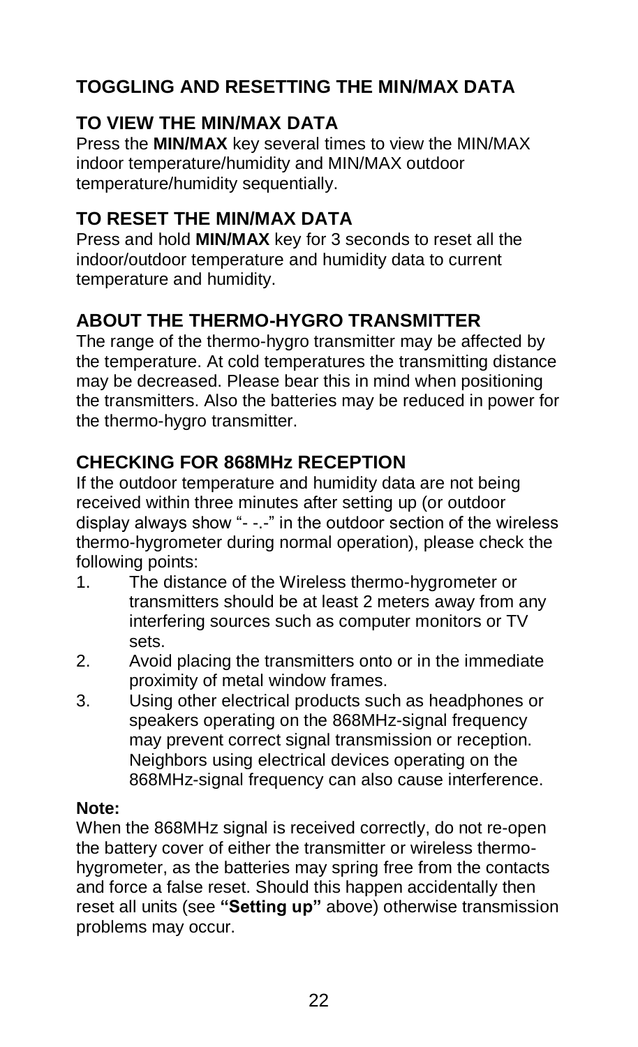## TOGGLING AND RESETTING THE MIN/MAX DATA

### TO VIEW THE MIN/MAX DATA

Press the **MIN/MAX** key several times to view the MIN/MAX indoor temperature/humidity and MIN/MAX outdoor temperature/humidity sequentially.

### TO RESET THE MIN/MAX DATA

Press and hold **MIN/MAX** key for 3 seconds to reset all the indoor/outdoor temperature and humidity data to current temperature and humidity.

## ABOUT THE THERMO-HYGRO TRANSMITTER

The range of the thermo-hygro transmitter may be affected by the temperature. At cold temperatures the transmitting distance may be decreased. Please bear this in mind when positioning the transmitters. Also the batteries may be reduced in power for the thermo-hygro transmitter.

## CHECKING FOR 868MHz RECEPTION

If the outdoor temperature and humidity data are not being received within three minutes after setting up (or outdoor display always show "- -.-" in the outdoor section of the wireless thermo-hygrometer during normal operation), please check the following points:

1. The distance of the Wireless thermo-hygrometer or transmitters should be at least 2 meters away from any interfering sources such as computer monitors or TV sets.
2. Avoid placing the transmitters onto or in the immediate proximity of metal window frames.
3. Using other electrical products such as headphones or speakers operating on the 868MHz-signal frequency may prevent correct signal transmission or reception. Neighbors using electrical devices operating on the 868MHz-signal frequency can also cause interference.

**Note:**

When the 868MHz signal is received correctly, do not re-open the battery cover of either the transmitter or wireless thermo-hygrometer, as the batteries may spring free from the contacts and force a false reset. Should this happen accidentally then reset all units (see **"Setting up"** above) otherwise transmission problems may occur.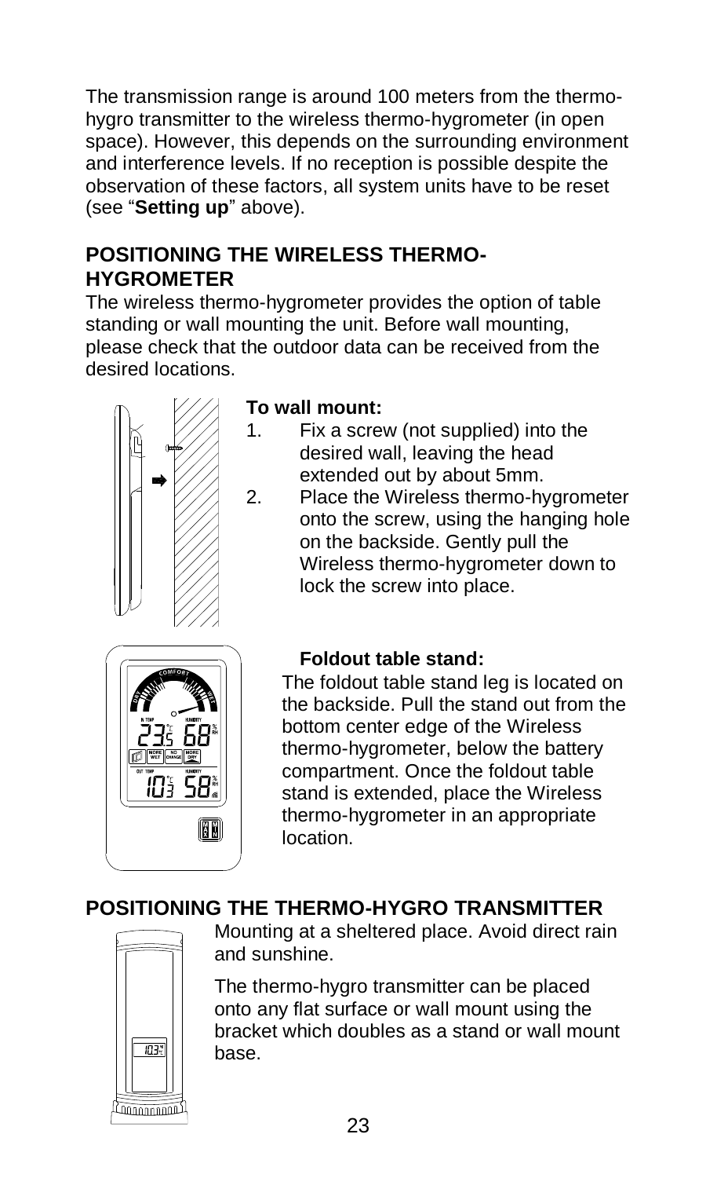The transmission range is around 100 meters from the thermo-hygro transmitter to the wireless thermo-hygrometer (in open space). However, this depends on the surrounding environment and interference levels. If no reception is possible despite the observation of these factors, all system units have to be reset (see "**Setting up**" above).

## POSITIONING THE WIRELESS THERMO-HYGROMETER

The wireless thermo-hygrometer provides the option of table standing or wall mounting the unit. Before wall mounting, please check that the outdoor data can be received from the desired locations.

**To wall mount:**

1. Fix a screw (not supplied) into the desired wall, leaving the head extended out by about 5mm.
2. Place the Wireless thermo-hygrometer onto the screw, using the hanging hole on the backside. Gently pull the Wireless thermo-hygrometer down to lock the screw into place.

**Foldout table stand:**

The foldout table stand leg is located on the backside. Pull the stand out from the bottom center edge of the Wireless thermo-hygrometer, below the battery compartment. Once the foldout table stand is extended, place the Wireless thermo-hygrometer in an appropriate location.

## POSITIONING THE THERMO-HYGRO TRANSMITTER

Mounting at a sheltered place. Avoid direct rain and sunshine.

The thermo-hygro transmitter can be placed onto any flat surface or wall mount using the bracket which doubles as a stand or wall mount base.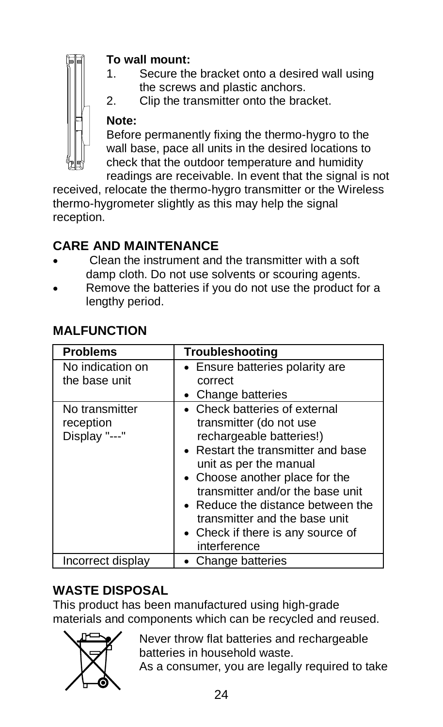**To wall mount:**

1. Secure the bracket onto a desired wall using the screws and plastic anchors.
2. Clip the transmitter onto the bracket.

**Note:**

Before permanently fixing the thermo-hygro to the wall base, pace all units in the desired locations to check that the outdoor temperature and humidity readings are receivable. In event that the signal is not received, relocate the thermo-hygro transmitter or the Wireless thermo-hygrometer slightly as this may help the signal reception.

## CARE AND MAINTENANCE

- Clean the instrument and the transmitter with a soft damp cloth. Do not use solvents or scouring agents.
- Remove the batteries if you do not use the product for a lengthy period.

## MALFUNCTION

| Problems | Troubleshooting |
|---|---|
| No indication on the base unit | • Ensure batteries polarity are correct<br>• Change batteries |
| No transmitter reception Display "---" | • Check batteries of external transmitter (do not use rechargeable batteries!)<br>• Restart the transmitter and base unit as per the manual<br>• Choose another place for the transmitter and/or the base unit<br>• Reduce the distance between the transmitter and the base unit<br>• Check if there is any source of interference |
| Incorrect display | • Change batteries |

## WASTE DISPOSAL

This product has been manufactured using high-grade materials and components which can be recycled and reused.

Never throw flat batteries and rechargeable batteries in household waste.

As a consumer, you are legally required to take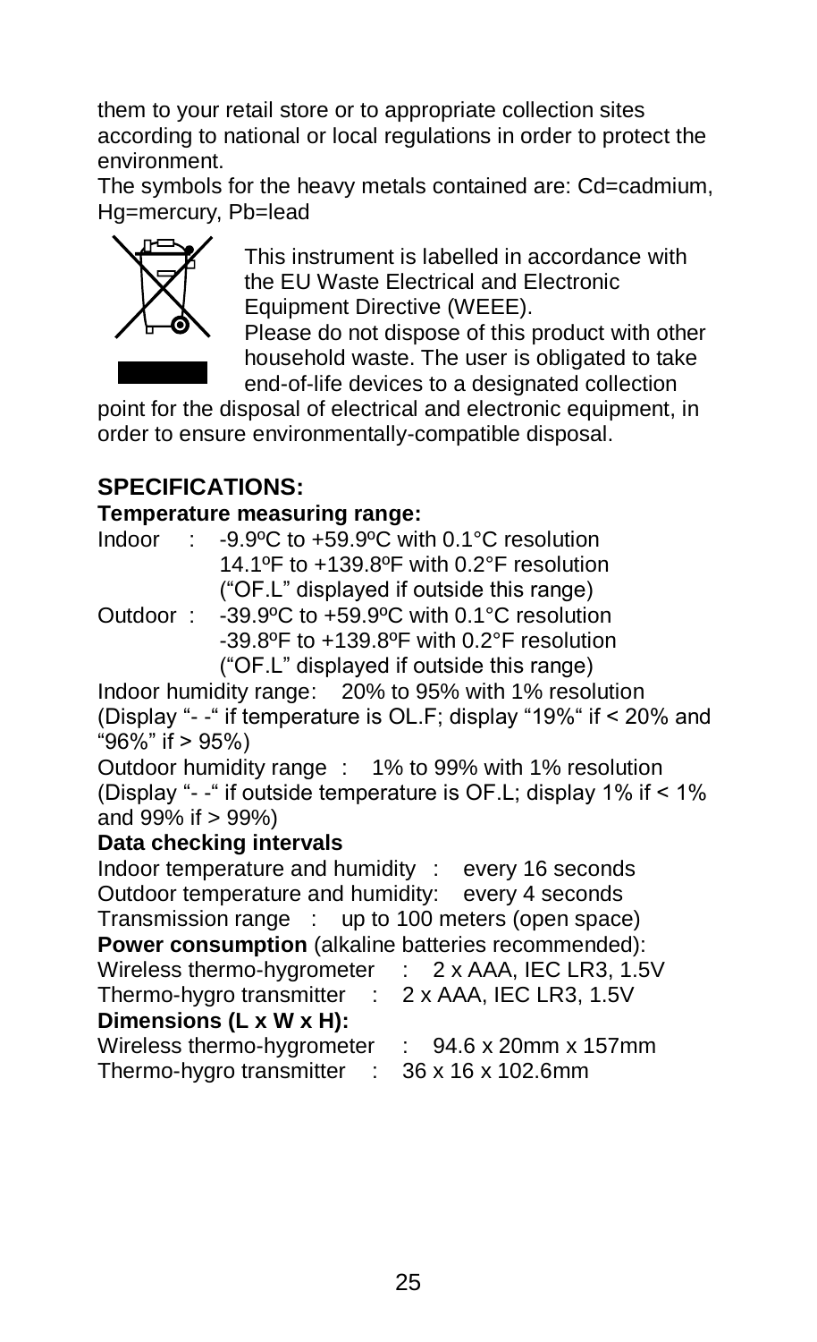them to your retail store or to appropriate collection sites according to national or local regulations in order to protect the environment.

The symbols for the heavy metals contained are: Cd=cadmium, Hg=mercury, Pb=lead

This instrument is labelled in accordance with the EU Waste Electrical and Electronic Equipment Directive (WEEE).

Please do not dispose of this product with other household waste. The user is obligated to take end-of-life devices to a designated collection point for the disposal of electrical and electronic equipment, in order to ensure environmentally-compatible disposal.

## SPECIFICATIONS:

**Temperature measuring range:**

Indoor : -9.9ºC to +59.9ºC with 0.1°C resolution
14.1ºF to +139.8ºF with 0.2°F resolution
("OF.L" displayed if outside this range)

Outdoor : -39.9ºC to +59.9ºC with 0.1°C resolution
-39.8ºF to +139.8ºF with 0.2°F resolution
("OF.L" displayed if outside this range)

Indoor humidity range: 20% to 95% with 1% resolution (Display "- -" if temperature is OL.F; display "19%" if < 20% and "96%" if > 95%)

Outdoor humidity range : 1% to 99% with 1% resolution (Display "- -" if outside temperature is OF.L; display 1% if < 1% and 99% if > 99%)

**Data checking intervals**

Indoor temperature and humidity : every 16 seconds
Outdoor temperature and humidity: every 4 seconds
Transmission range : up to 100 meters (open space)

**Power consumption** (alkaline batteries recommended):

Wireless thermo-hygrometer : 2 x AAA, IEC LR3, 1.5V
Thermo-hygro transmitter : 2 x AAA, IEC LR3, 1.5V

**Dimensions (L x W x H):**

Wireless thermo-hygrometer : 94.6 x 20mm x 157mm
Thermo-hygro transmitter : 36 x 16 x 102.6mm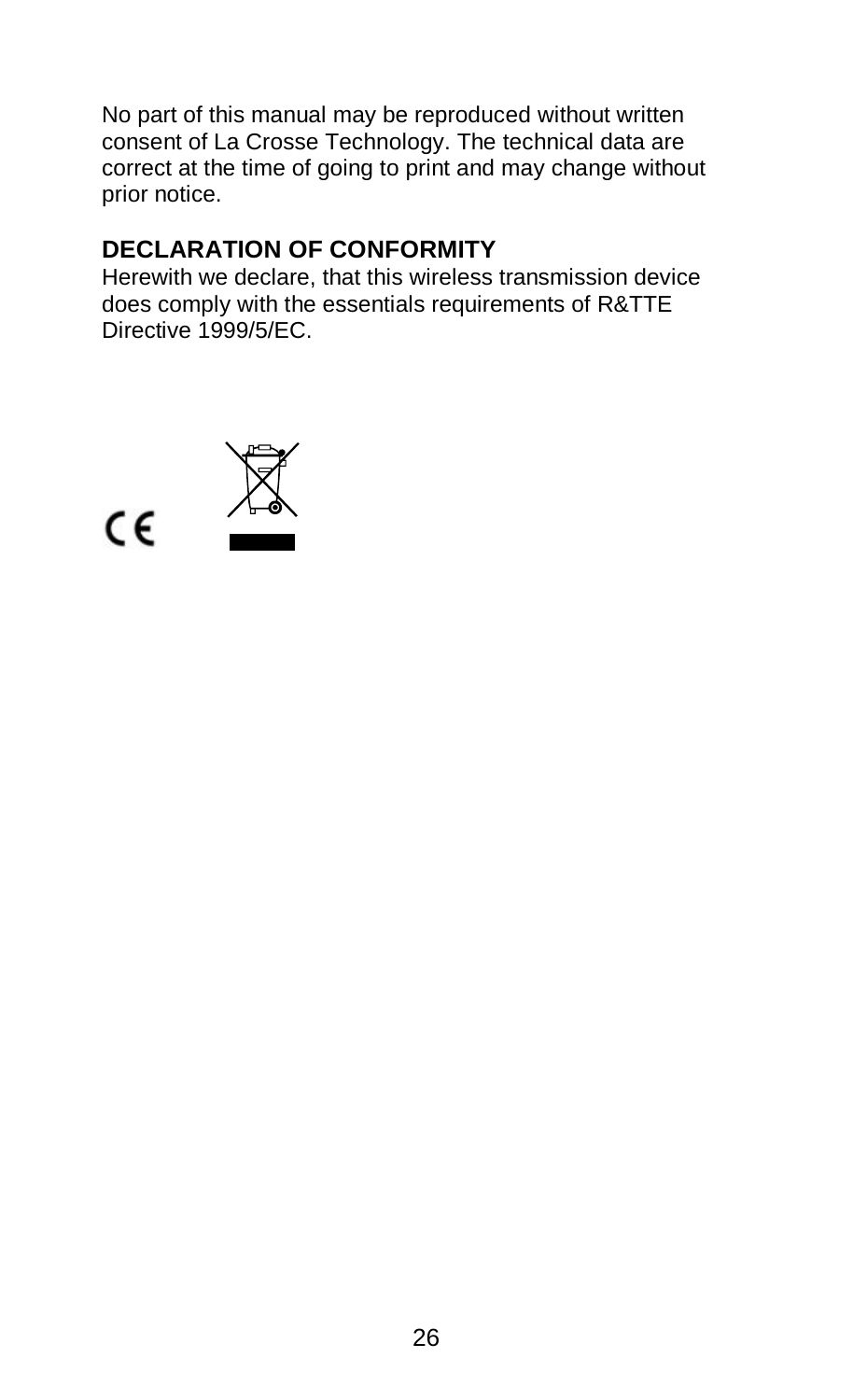No part of this manual may be reproduced without written consent of La Crosse Technology. The technical data are correct at the time of going to print and may change without prior notice.

## DECLARATION OF CONFORMITY

Herewith we declare, that this wireless transmission device does comply with the essentials requirements of R&TTE Directive 1999/5/EC.